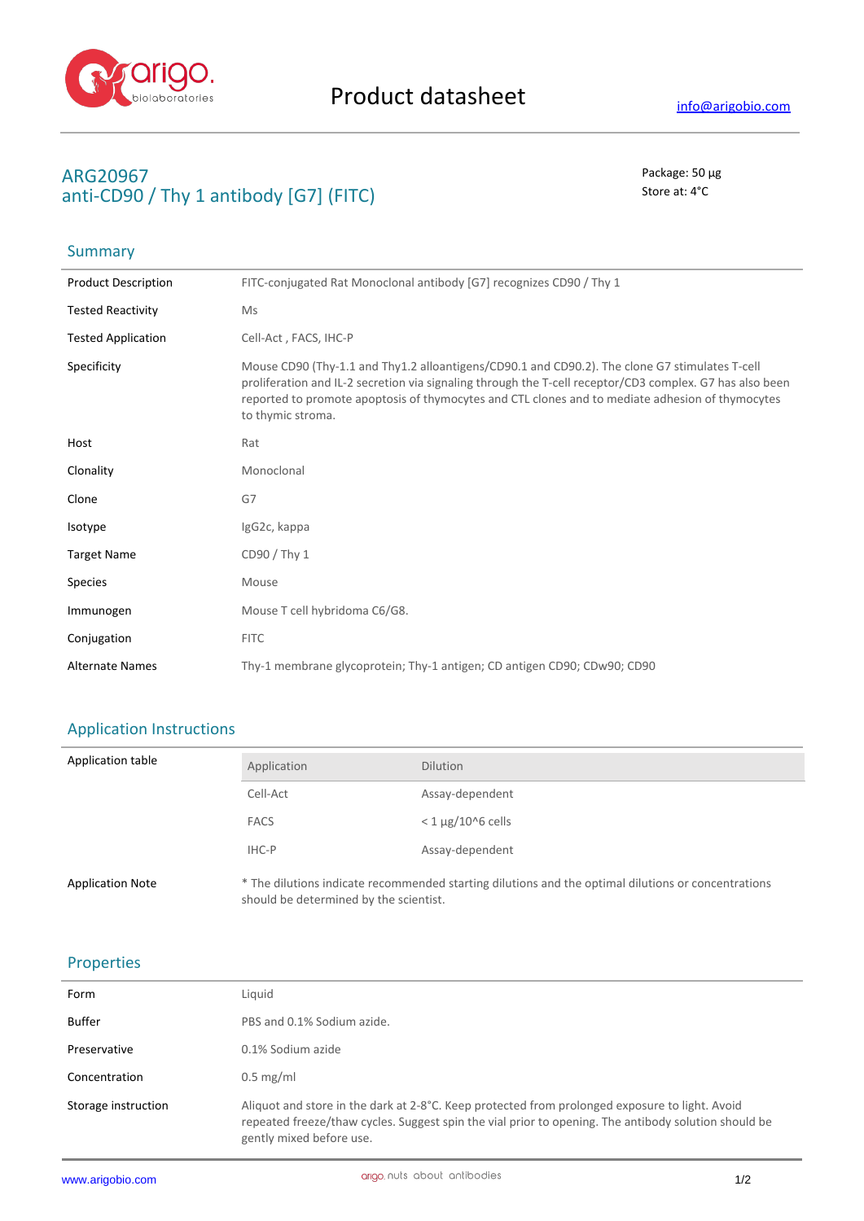# Product datasheet

info@arigobio.com

## ARG20967
## anti-CD90 / Thy 1 antibody [G7] (FITC)

Package: 50 μg
Store at: 4°C

### Summary

| | |
|---|---|
| Product Description | FITC-conjugated Rat Monoclonal antibody [G7] recognizes CD90 / Thy 1 |
| Tested Reactivity | Ms |
| Tested Application | Cell-Act , FACS, IHC-P |
| Specificity | Mouse CD90 (Thy-1.1 and Thy1.2 alloantigens/CD90.1 and CD90.2). The clone G7 stimulates T-cell proliferation and IL-2 secretion via signaling through the T-cell receptor/CD3 complex. G7 has also been reported to promote apoptosis of thymocytes and CTL clones and to mediate adhesion of thymocytes to thymic stroma. |
| Host | Rat |
| Clonality | Monoclonal |
| Clone | G7 |
| Isotype | IgG2c, kappa |
| Target Name | CD90 / Thy 1 |
| Species | Mouse |
| Immunogen | Mouse T cell hybridoma C6/G8. |
| Conjugation | FITC |
| Alternate Names | Thy-1 membrane glycoprotein; Thy-1 antigen; CD antigen CD90; CDw90; CD90 |

### Application Instructions

Application table

| Application | Dilution |
|---|---|
| Cell-Act | Assay-dependent |
| FACS | < 1 µg/10^6 cells |
| IHC-P | Assay-dependent |

Application Note: * The dilutions indicate recommended starting dilutions and the optimal dilutions or concentrations should be determined by the scientist.

### Properties

| | |
|---|---|
| Form | Liquid |
| Buffer | PBS and 0.1% Sodium azide. |
| Preservative | 0.1% Sodium azide |
| Concentration | 0.5 mg/ml |
| Storage instruction | Aliquot and store in the dark at 2-8°C. Keep protected from prolonged exposure to light. Avoid repeated freeze/thaw cycles. Suggest spin the vial prior to opening. The antibody solution should be gently mixed before use. |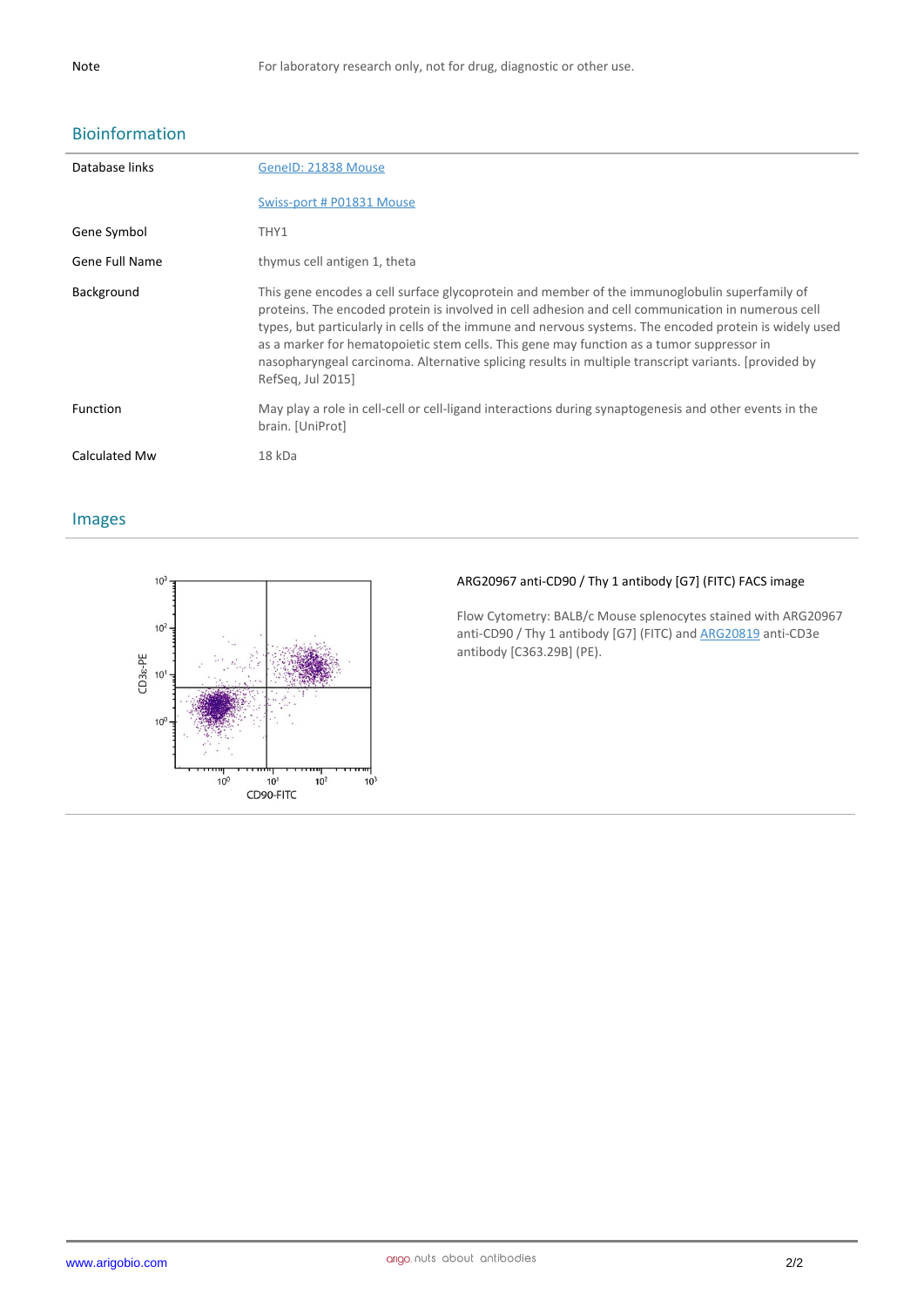| | |
|---|---|
| Note | For laboratory research only, not for drug, diagnostic or other use. |

## Bioinformation

| | |
|---|---|
| Database links | GeneID: 21838 Mouse |
| | Swiss-port # P01831 Mouse |
| Gene Symbol | THY1 |
| Gene Full Name | thymus cell antigen 1, theta |
| Background | This gene encodes a cell surface glycoprotein and member of the immunoglobulin superfamily of proteins. The encoded protein is involved in cell adhesion and cell communication in numerous cell types, but particularly in cells of the immune and nervous systems. The encoded protein is widely used as a marker for hematopoietic stem cells. This gene may function as a tumor suppressor in nasopharyngeal carcinoma. Alternative splicing results in multiple transcript variants. [provided by RefSeq, Jul 2015] |
| Function | May play a role in cell-cell or cell-ligand interactions during synaptogenesis and other events in the brain. [UniProt] |
| Calculated Mw | 18 kDa |

## Images

CD3ε-PE

$10^0$
$10^1$
$10^2$
$10^3$

CD90-FITC

$10^0$
$10^1$
$10^2$
$10^3$

ARG20967 anti-CD90 / Thy 1 antibody [G7] (FITC) FACS image

Flow Cytometry: BALB/c Mouse splenocytes stained with ARG20967 anti-CD90 / Thy 1 antibody [G7] (FITC) and ARG20819 anti-CD3e antibody [C363.29B] (PE).